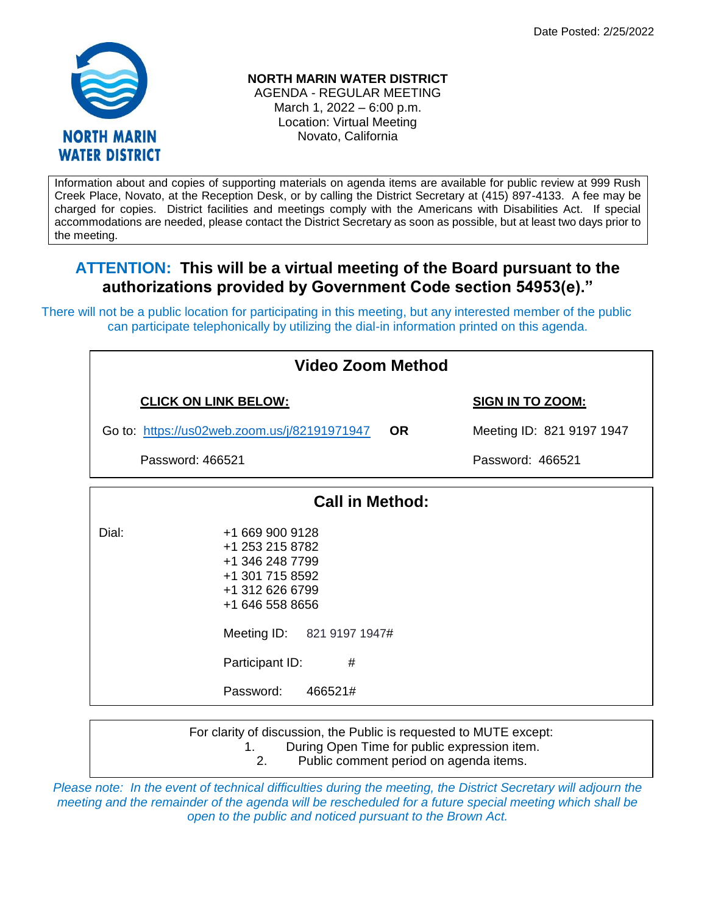Date Posted: 2/25/2022

NORTH MARIN WATER DISTRICT

# NORTH MARIN WATER DISTRICT

AGENDA - REGULAR MEETING
March 1, 2022 – 6:00 p.m.
Location: Virtual Meeting
Novato, California

Information about and copies of supporting materials on agenda items are available for public review at 999 Rush Creek Place, Novato, at the Reception Desk, or by calling the District Secretary at (415) 897-4133. A fee may be charged for copies. District facilities and meetings comply with the Americans with Disabilities Act. If special accommodations are needed, please contact the District Secretary as soon as possible, but at least two days prior to the meeting.

## ATTENTION: This will be a virtual meeting of the Board pursuant to the authorizations provided by Government Code section 54953(e)."

There will not be a public location for participating in this meeting, but any interested member of the public can participate telephonically by utilizing the dial-in information printed on this agenda.

### Video Zoom Method

| **CLICK ON LINK BELOW:** | | **SIGN IN TO ZOOM:** |
|---|---|---|
| Go to: https://us02web.zoom.us/j/82191971947 | **OR** | Meeting ID: 821 9197 1947 |
| Password: 466521 | | Password: 466521 |

### Call in Method:

Dial:

+1 669 900 9128
+1 253 215 8782
+1 346 248 7799
+1 301 715 8592
+1 312 626 6799
+1 646 558 8656

Meeting ID: 821 9197 1947#

Participant ID: #

Password: 466521#

For clarity of discussion, the Public is requested to MUTE except:

1. During Open Time for public expression item.
2. Public comment period on agenda items.

*Please note: In the event of technical difficulties during the meeting, the District Secretary will adjourn the meeting and the remainder of the agenda will be rescheduled for a future special meeting which shall be open to the public and noticed pursuant to the Brown Act.*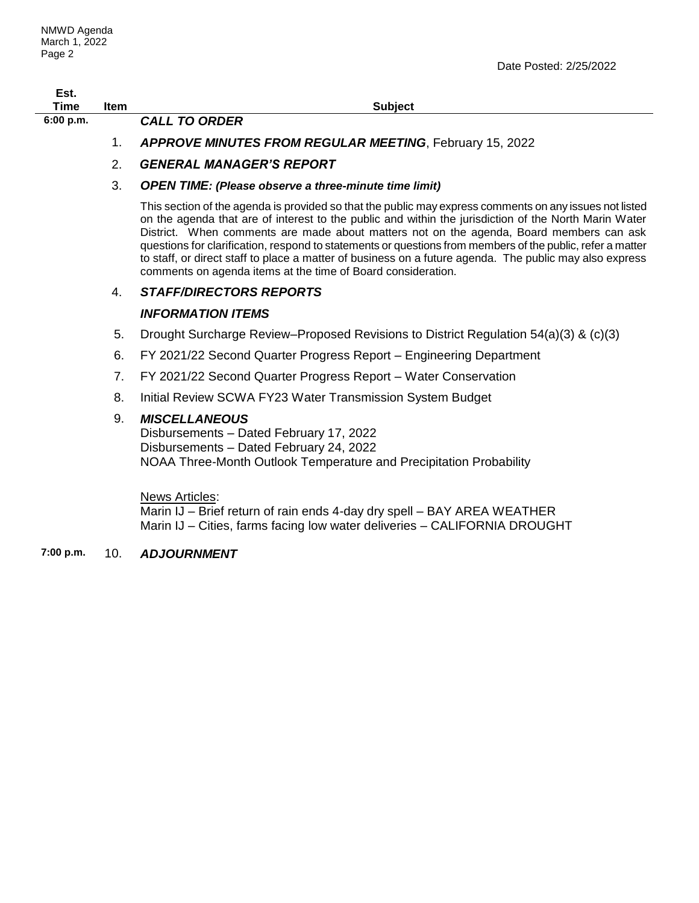Date Posted: 2/25/2022

| Est. Time | Item | Subject |
|---|---|---|
| 6:00 p.m. | | ***CALL TO ORDER*** |
| | 1. | ***APPROVE MINUTES FROM REGULAR MEETING***, February 15, 2022 |
| | 2. | ***GENERAL MANAGER'S REPORT*** |
| | 3. | ***OPEN TIME: (Please observe a three-minute time limit)*** |

This section of the agenda is provided so that the public may express comments on any issues not listed on the agenda that are of interest to the public and within the jurisdiction of the North Marin Water District. When comments are made about matters not on the agenda, Board members can ask questions for clarification, respond to statements or questions from members of the public, refer a matter to staff, or direct staff to place a matter of business on a future agenda. The public may also express comments on agenda items at the time of Board consideration.

4. ***STAFF/DIRECTORS REPORTS***

***INFORMATION ITEMS***

5. Drought Surcharge Review–Proposed Revisions to District Regulation 54(a)(3) & (c)(3)
6. FY 2021/22 Second Quarter Progress Report – Engineering Department
7. FY 2021/22 Second Quarter Progress Report – Water Conservation
8. Initial Review SCWA FY23 Water Transmission System Budget
9. ***MISCELLANEOUS***
   Disbursements – Dated February 17, 2022
   Disbursements – Dated February 24, 2022
   NOAA Three-Month Outlook Temperature and Precipitation Probability

   News Articles:
   Marin IJ – Brief return of rain ends 4-day dry spell – BAY AREA WEATHER
   Marin IJ – Cities, farms facing low water deliveries – CALIFORNIA DROUGHT

7:00 p.m. 10. ***ADJOURNMENT***